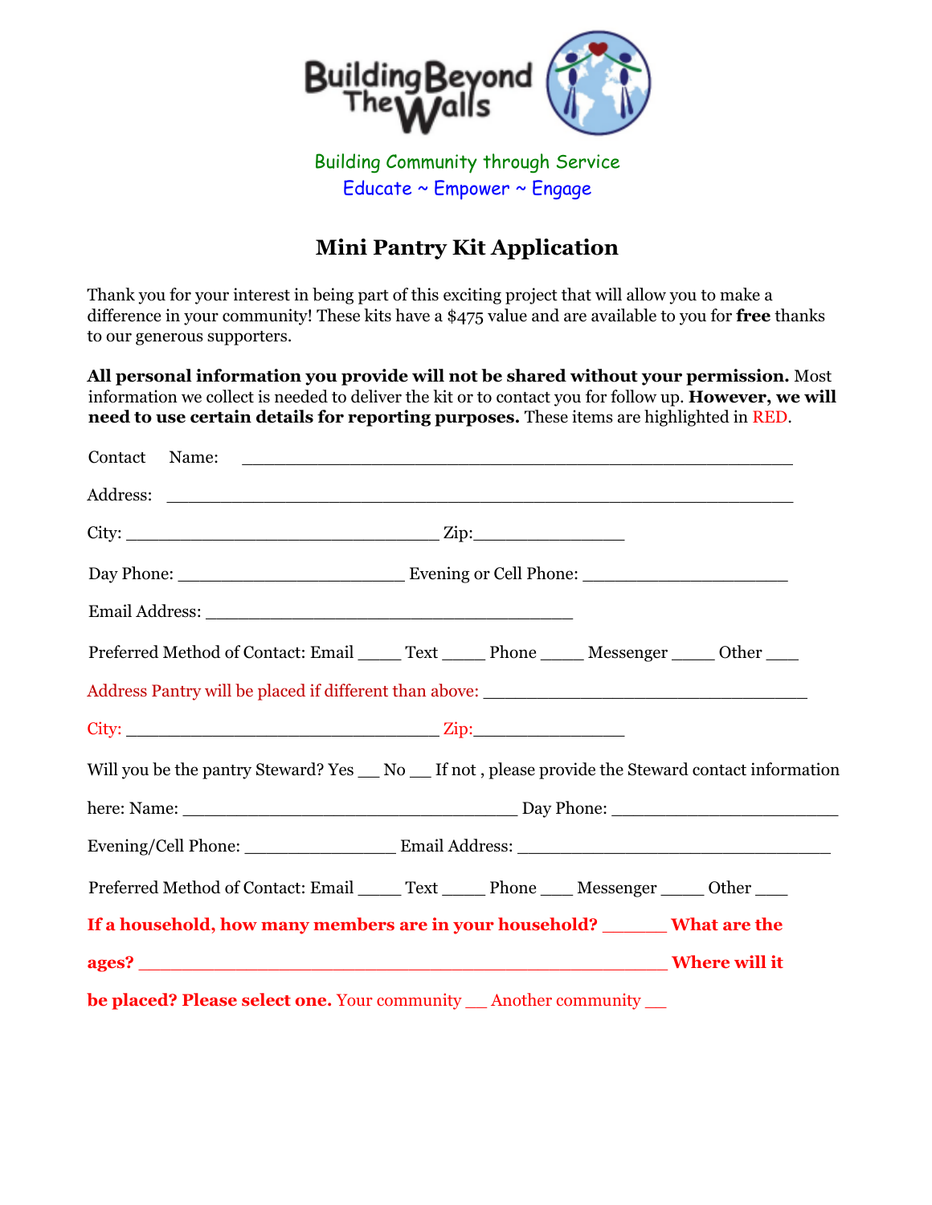Building Beyond The Walls

Building Community through Service
Educate ~ Empower ~ Engage

# Mini Pantry Kit Application

Thank you for your interest in being part of this exciting project that will allow you to make a difference in your community! These kits have a $475 value and are available to you for **free** thanks to our generous supporters.

**All personal information you provide will not be shared without your permission.** Most information we collect is needed to deliver the kit or to contact you for follow up. **However, we will need to use certain details for reporting purposes.** These items are highlighted in RED.

Contact Name: ________________________________________________

Address: ______________________________________________________

City: ______________________________ Zip:_______________

Day Phone: ______________________ Evening or Cell Phone: ____________________

Email Address: ___________________________________

Preferred Method of Contact: Email _____ Text _____ Phone _____ Messenger _____ Other ____

Address Pantry will be placed if different than above: ________________________________

City: ______________________________ Zip:_______________

Will you be the pantry Steward? Yes ___ No ___ If not , please provide the Steward contact information here: Name: ________________________________ Day Phone: ______________________

Evening/Cell Phone: _______________ Email Address: ______________________________

Preferred Method of Contact: Email _____ Text _____ Phone ____ Messenger _____ Other ____

**If a household, how many members are in your household?** _______ **What are the ages?** ___________________________________________________ **Where will it be placed? Please select one.** Your community ___ Another community ___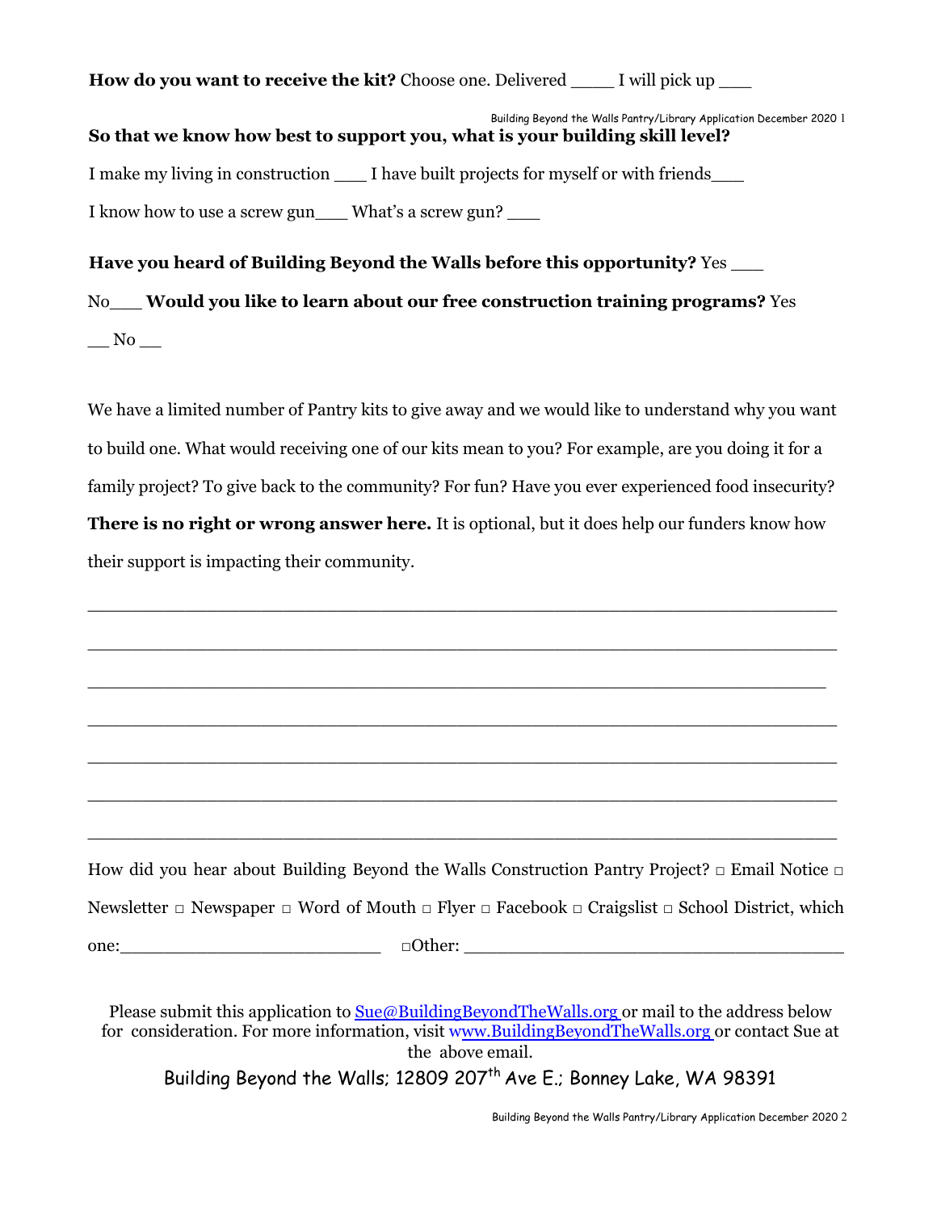**How do you want to receive the kit?** Choose one. Delivered ____ I will pick up ___

**So that we know how best to support you, what is your building skill level?**

I make my living in construction ___ I have built projects for myself or with friends___

I know how to use a screw gun___ What's a screw gun? ___

**Have you heard of Building Beyond the Walls before this opportunity?** Yes ___ No___ **Would you like to learn about our free construction training programs?** Yes __ No __

We have a limited number of Pantry kits to give away and we would like to understand why you want to build one. What would receiving one of our kits mean to you? For example, are you doing it for a family project? To give back to the community? For fun? Have you ever experienced food insecurity? **There is no right or wrong answer here.** It is optional, but it does help our funders know how their support is impacting their community.

_____________________________________________________________________

_____________________________________________________________________

____________________________________________________________________

_____________________________________________________________________

_____________________________________________________________________

_____________________________________________________________________

_____________________________________________________________________

How did you hear about Building Beyond the Walls Construction Pantry Project? □ Email Notice □ Newsletter □ Newspaper □ Word of Mouth □ Flyer □ Facebook □ Craigslist □ School District, which one:_________________________ □Other: ________________________________

Please submit this application to Sue@BuildingBeyondTheWalls.org or mail to the address below for consideration. For more information, visit www.BuildingBeyondTheWalls.org or contact Sue at the above email.

Building Beyond the Walls; 12809 207th Ave E.; Bonney Lake, WA 98391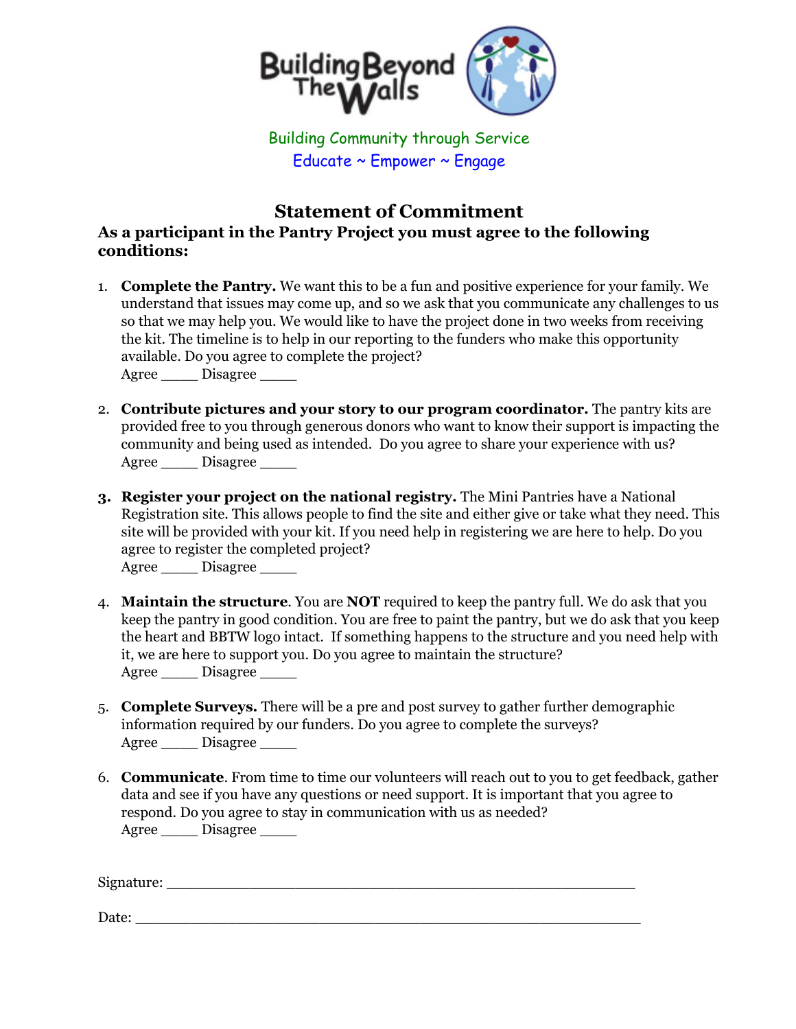Building Beyond The Walls

Building Community through Service

Educate ~ Empower ~ Engage

## Statement of Commitment

### As a participant in the Pantry Project you must agree to the following conditions:

1. **Complete the Pantry.** We want this to be a fun and positive experience for your family. We understand that issues may come up, and so we ask that you communicate any challenges to us so that we may help you. We would like to have the project done in two weeks from receiving the kit. The timeline is to help in our reporting to the funders who make this opportunity available. Do you agree to complete the project?
   Agree _____ Disagree _____

2. **Contribute pictures and your story to our program coordinator.** The pantry kits are provided free to you through generous donors who want to know their support is impacting the community and being used as intended. Do you agree to share your experience with us?
   Agree _____ Disagree _____

3. **Register your project on the national registry.** The Mini Pantries have a National Registration site. This allows people to find the site and either give or take what they need. This site will be provided with your kit. If you need help in registering we are here to help. Do you agree to register the completed project?
   Agree _____ Disagree _____

4. **Maintain the structure**. You are **NOT** required to keep the pantry full. We do ask that you keep the pantry in good condition. You are free to paint the pantry, but we do ask that you keep the heart and BBTW logo intact. If something happens to the structure and you need help with it, we are here to support you. Do you agree to maintain the structure?
   Agree _____ Disagree _____

5. **Complete Surveys.** There will be a pre and post survey to gather further demographic information required by our funders. Do you agree to complete the surveys?
   Agree _____ Disagree _____

6. **Communicate**. From time to time our volunteers will reach out to you to get feedback, gather data and see if you have any questions or need support. It is important that you agree to respond. Do you agree to stay in communication with us as needed?
   Agree _____ Disagree _____

Signature: ____________________________________________________________

Date: ________________________________________________________________